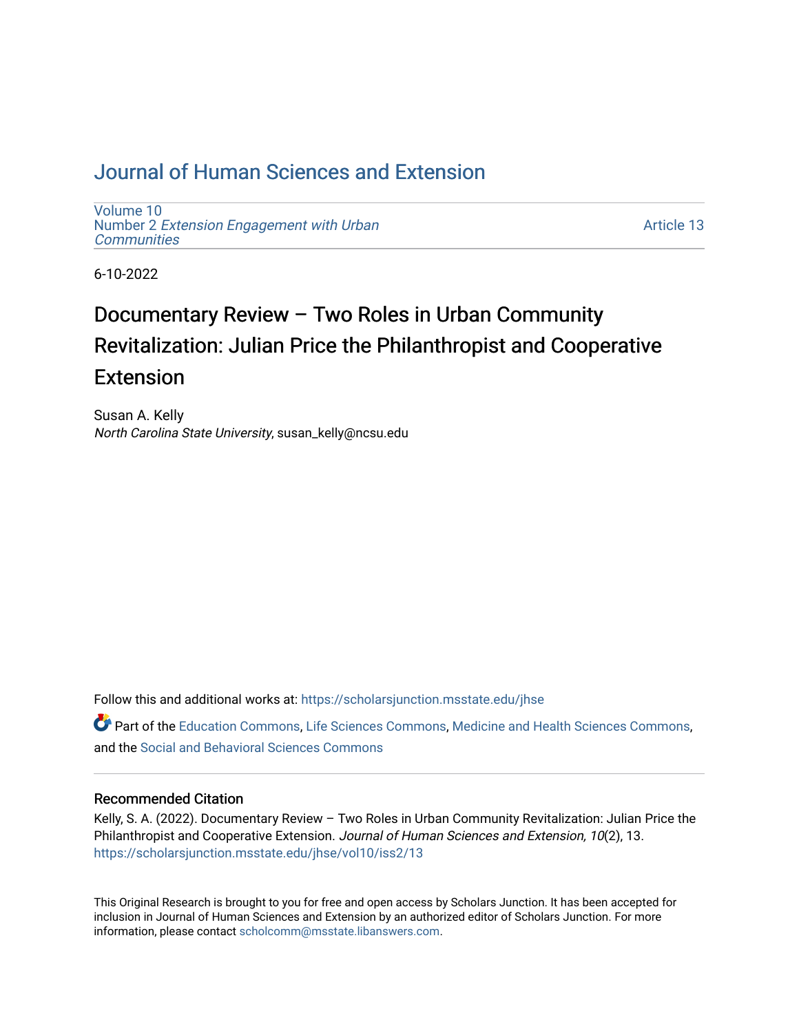# Journal of Human Sciences and Extension

Volume 10
Number 2 *Extension Engagement with Urban Communities*

Article 13

6-10-2022

# Documentary Review – Two Roles in Urban Community Revitalization: Julian Price the Philanthropist and Cooperative Extension

Susan A. Kelly
*North Carolina State University*, susan_kelly@ncsu.edu

Follow this and additional works at: https://scholarsjunction.msstate.edu/jhse

Part of the Education Commons, Life Sciences Commons, Medicine and Health Sciences Commons, and the Social and Behavioral Sciences Commons

### Recommended Citation

Kelly, S. A. (2022). Documentary Review – Two Roles in Urban Community Revitalization: Julian Price the Philanthropist and Cooperative Extension. *Journal of Human Sciences and Extension, 10*(2), 13. https://scholarsjunction.msstate.edu/jhse/vol10/iss2/13

This Original Research is brought to you for free and open access by Scholars Junction. It has been accepted for inclusion in Journal of Human Sciences and Extension by an authorized editor of Scholars Junction. For more information, please contact scholcomm@msstate.libanswers.com.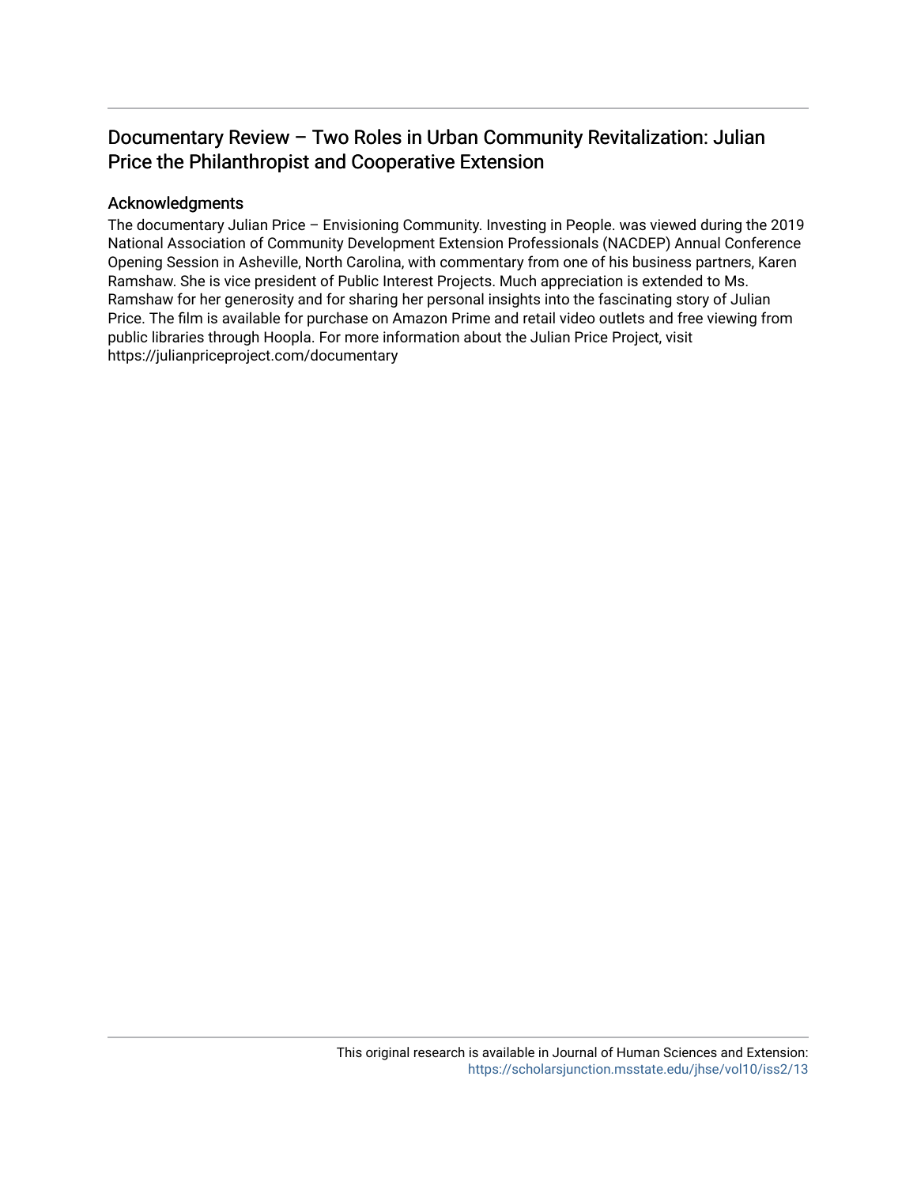# Documentary Review – Two Roles in Urban Community Revitalization: Julian Price the Philanthropist and Cooperative Extension

## Acknowledgments

The documentary Julian Price – Envisioning Community. Investing in People. was viewed during the 2019 National Association of Community Development Extension Professionals (NACDEP) Annual Conference Opening Session in Asheville, North Carolina, with commentary from one of his business partners, Karen Ramshaw. She is vice president of Public Interest Projects. Much appreciation is extended to Ms. Ramshaw for her generosity and for sharing her personal insights into the fascinating story of Julian Price. The film is available for purchase on Amazon Prime and retail video outlets and free viewing from public libraries through Hoopla. For more information about the Julian Price Project, visit https://julianpriceproject.com/documentary

This original research is available in Journal of Human Sciences and Extension: https://scholarsjunction.msstate.edu/jhse/vol10/iss2/13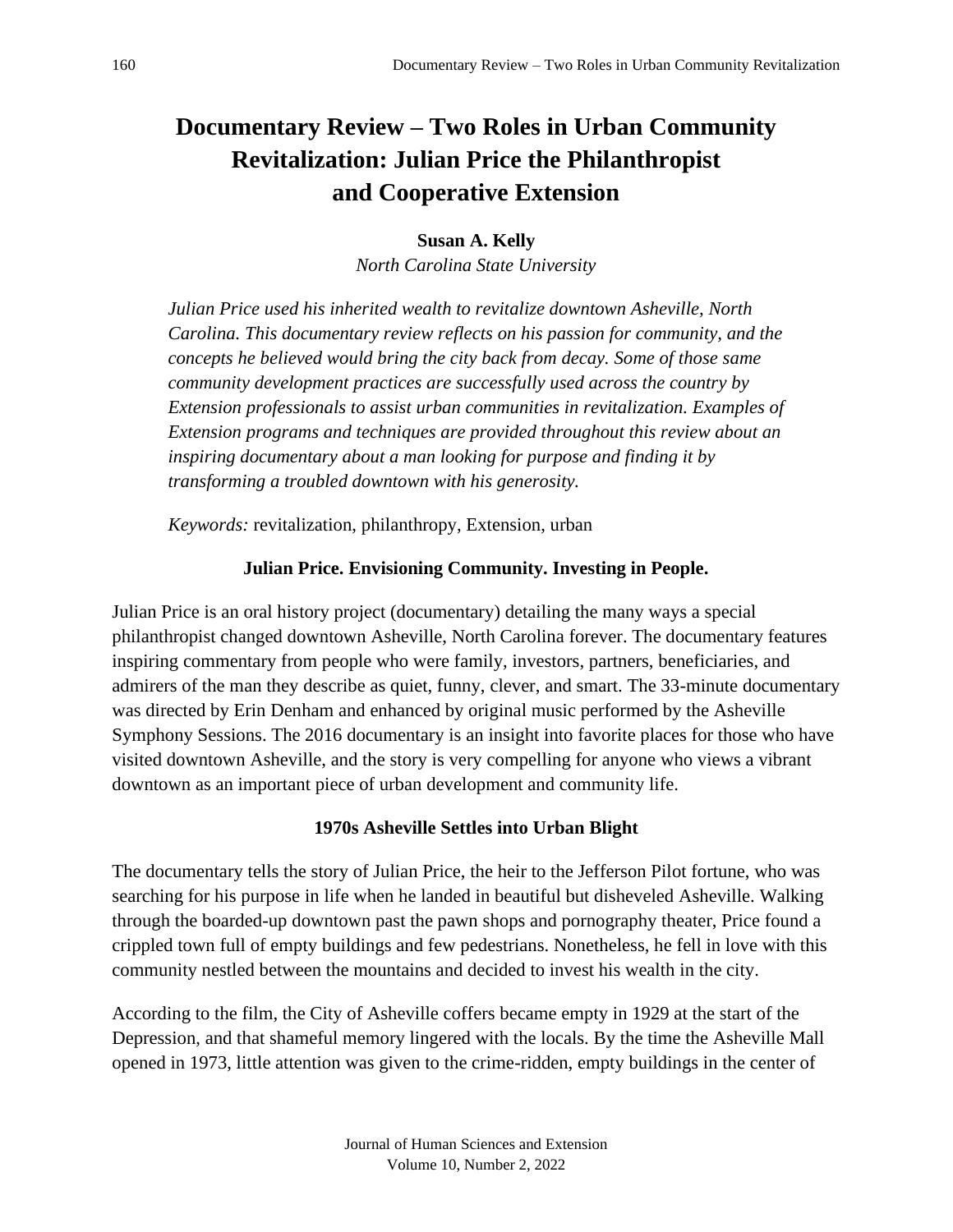# Documentary Review – Two Roles in Urban Community Revitalization: Julian Price the Philanthropist and Cooperative Extension

**Susan A. Kelly**
*North Carolina State University*

*Julian Price used his inherited wealth to revitalize downtown Asheville, North Carolina. This documentary review reflects on his passion for community, and the concepts he believed would bring the city back from decay. Some of those same community development practices are successfully used across the country by Extension professionals to assist urban communities in revitalization. Examples of Extension programs and techniques are provided throughout this review about an inspiring documentary about a man looking for purpose and finding it by transforming a troubled downtown with his generosity.*

*Keywords:* revitalization, philanthropy, Extension, urban

## Julian Price. Envisioning Community. Investing in People.

Julian Price is an oral history project (documentary) detailing the many ways a special philanthropist changed downtown Asheville, North Carolina forever. The documentary features inspiring commentary from people who were family, investors, partners, beneficiaries, and admirers of the man they describe as quiet, funny, clever, and smart. The 33-minute documentary was directed by Erin Denham and enhanced by original music performed by the Asheville Symphony Sessions. The 2016 documentary is an insight into favorite places for those who have visited downtown Asheville, and the story is very compelling for anyone who views a vibrant downtown as an important piece of urban development and community life.

## 1970s Asheville Settles into Urban Blight

The documentary tells the story of Julian Price, the heir to the Jefferson Pilot fortune, who was searching for his purpose in life when he landed in beautiful but disheveled Asheville. Walking through the boarded-up downtown past the pawn shops and pornography theater, Price found a crippled town full of empty buildings and few pedestrians. Nonetheless, he fell in love with this community nestled between the mountains and decided to invest his wealth in the city.

According to the film, the City of Asheville coffers became empty in 1929 at the start of the Depression, and that shameful memory lingered with the locals. By the time the Asheville Mall opened in 1973, little attention was given to the crime-ridden, empty buildings in the center of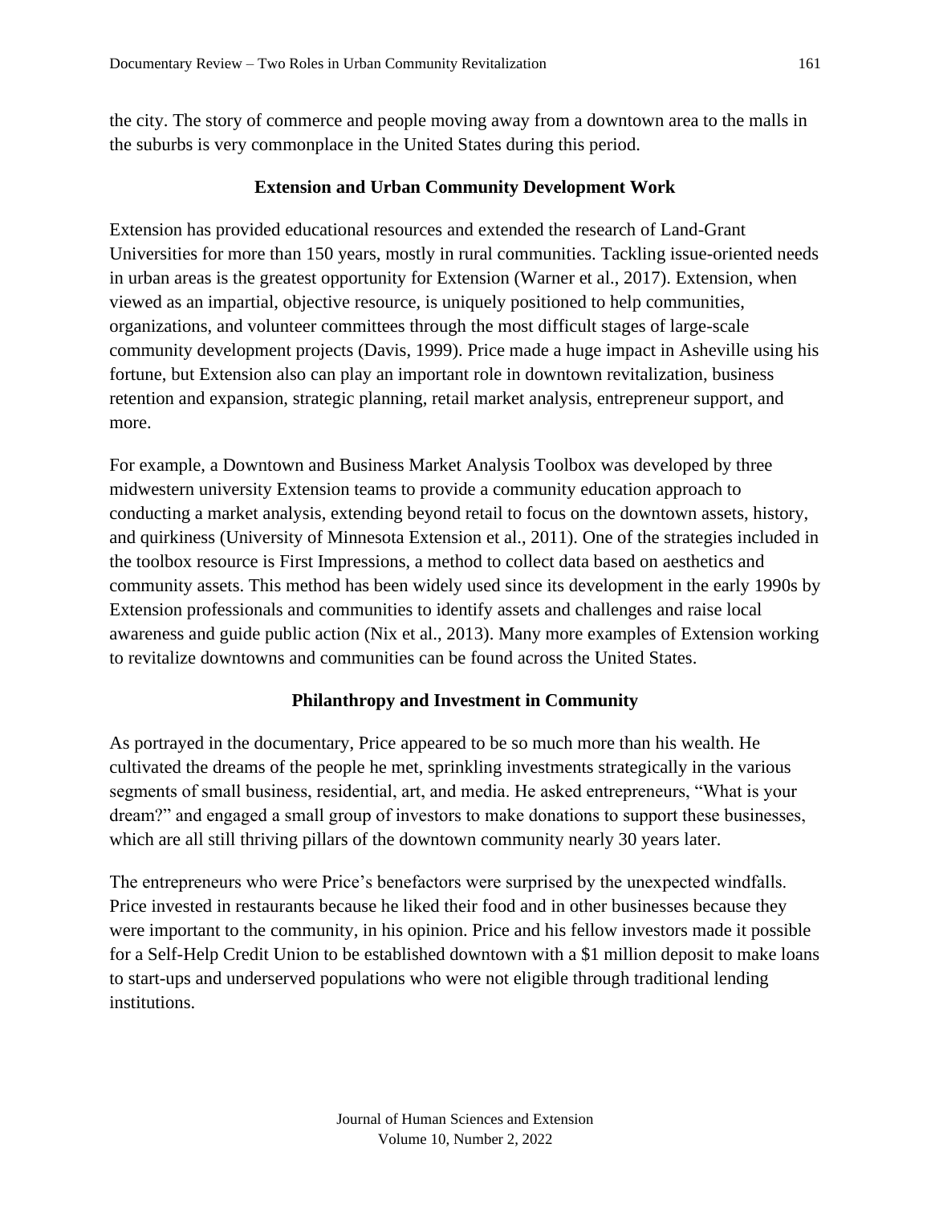the city. The story of commerce and people moving away from a downtown area to the malls in the suburbs is very commonplace in the United States during this period.

## Extension and Urban Community Development Work

Extension has provided educational resources and extended the research of Land-Grant Universities for more than 150 years, mostly in rural communities. Tackling issue-oriented needs in urban areas is the greatest opportunity for Extension (Warner et al., 2017). Extension, when viewed as an impartial, objective resource, is uniquely positioned to help communities, organizations, and volunteer committees through the most difficult stages of large-scale community development projects (Davis, 1999). Price made a huge impact in Asheville using his fortune, but Extension also can play an important role in downtown revitalization, business retention and expansion, strategic planning, retail market analysis, entrepreneur support, and more.

For example, a Downtown and Business Market Analysis Toolbox was developed by three midwestern university Extension teams to provide a community education approach to conducting a market analysis, extending beyond retail to focus on the downtown assets, history, and quirkiness (University of Minnesota Extension et al., 2011). One of the strategies included in the toolbox resource is First Impressions, a method to collect data based on aesthetics and community assets. This method has been widely used since its development in the early 1990s by Extension professionals and communities to identify assets and challenges and raise local awareness and guide public action (Nix et al., 2013). Many more examples of Extension working to revitalize downtowns and communities can be found across the United States.

## Philanthropy and Investment in Community

As portrayed in the documentary, Price appeared to be so much more than his wealth. He cultivated the dreams of the people he met, sprinkling investments strategically in the various segments of small business, residential, art, and media. He asked entrepreneurs, "What is your dream?" and engaged a small group of investors to make donations to support these businesses, which are all still thriving pillars of the downtown community nearly 30 years later.

The entrepreneurs who were Price's benefactors were surprised by the unexpected windfalls. Price invested in restaurants because he liked their food and in other businesses because they were important to the community, in his opinion. Price and his fellow investors made it possible for a Self-Help Credit Union to be established downtown with a $1 million deposit to make loans to start-ups and underserved populations who were not eligible through traditional lending institutions.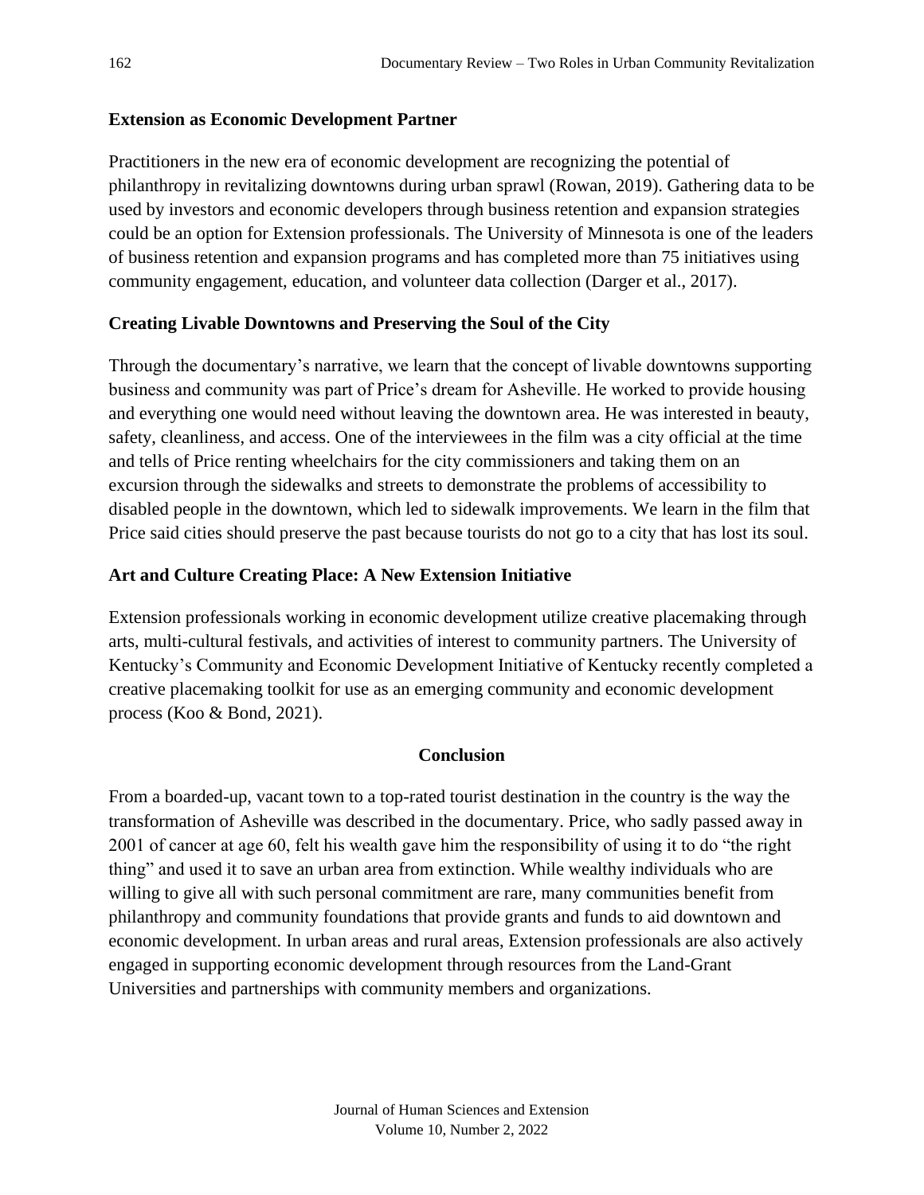### Extension as Economic Development Partner

Practitioners in the new era of economic development are recognizing the potential of philanthropy in revitalizing downtowns during urban sprawl (Rowan, 2019). Gathering data to be used by investors and economic developers through business retention and expansion strategies could be an option for Extension professionals. The University of Minnesota is one of the leaders of business retention and expansion programs and has completed more than 75 initiatives using community engagement, education, and volunteer data collection (Darger et al., 2017).

### Creating Livable Downtowns and Preserving the Soul of the City

Through the documentary's narrative, we learn that the concept of livable downtowns supporting business and community was part of Price's dream for Asheville. He worked to provide housing and everything one would need without leaving the downtown area. He was interested in beauty, safety, cleanliness, and access. One of the interviewees in the film was a city official at the time and tells of Price renting wheelchairs for the city commissioners and taking them on an excursion through the sidewalks and streets to demonstrate the problems of accessibility to disabled people in the downtown, which led to sidewalk improvements. We learn in the film that Price said cities should preserve the past because tourists do not go to a city that has lost its soul.

### Art and Culture Creating Place: A New Extension Initiative

Extension professionals working in economic development utilize creative placemaking through arts, multi-cultural festivals, and activities of interest to community partners. The University of Kentucky's Community and Economic Development Initiative of Kentucky recently completed a creative placemaking toolkit for use as an emerging community and economic development process (Koo & Bond, 2021).

## Conclusion

From a boarded-up, vacant town to a top-rated tourist destination in the country is the way the transformation of Asheville was described in the documentary. Price, who sadly passed away in 2001 of cancer at age 60, felt his wealth gave him the responsibility of using it to do "the right thing" and used it to save an urban area from extinction. While wealthy individuals who are willing to give all with such personal commitment are rare, many communities benefit from philanthropy and community foundations that provide grants and funds to aid downtown and economic development. In urban areas and rural areas, Extension professionals are also actively engaged in supporting economic development through resources from the Land-Grant Universities and partnerships with community members and organizations.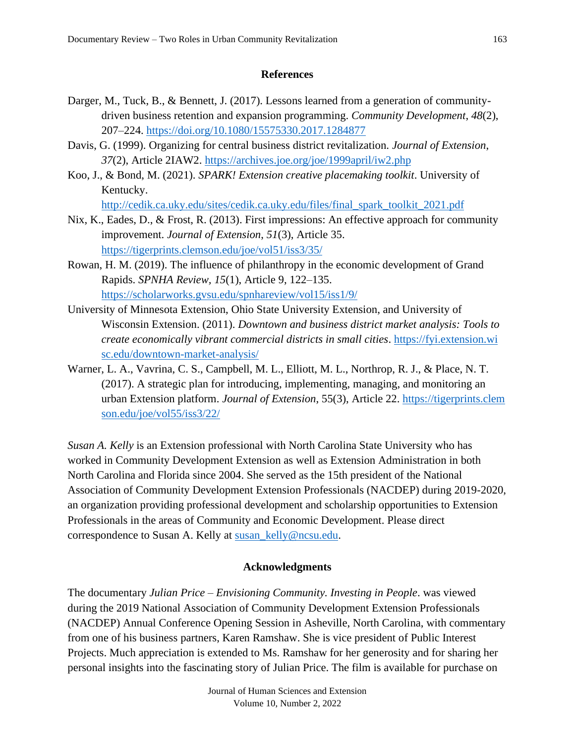## References

Darger, M., Tuck, B., & Bennett, J. (2017). Lessons learned from a generation of community-driven business retention and expansion programming. *Community Development*, *48*(2), 207–224. https://doi.org/10.1080/15575330.2017.1284877

Davis, G. (1999). Organizing for central business district revitalization. *Journal of Extension*, *37*(2), Article 2IAW2. https://archives.joe.org/joe/1999april/iw2.php

Koo, J., & Bond, M. (2021). *SPARK! Extension creative placemaking toolkit*. University of Kentucky. http://cedik.ca.uky.edu/sites/cedik.ca.uky.edu/files/final_spark_toolkit_2021.pdf

Nix, K., Eades, D., & Frost, R. (2013). First impressions: An effective approach for community improvement. *Journal of Extension*, *51*(3), Article 35. https://tigerprints.clemson.edu/joe/vol51/iss3/35/

Rowan, H. M. (2019). The influence of philanthropy in the economic development of Grand Rapids. *SPNHA Review*, *15*(1), Article 9, 122–135. https://scholarworks.gvsu.edu/spnhareview/vol15/iss1/9/

University of Minnesota Extension, Ohio State University Extension, and University of Wisconsin Extension. (2011). *Downtown and business district market analysis: Tools to create economically vibrant commercial districts in small cities*. https://fyi.extension.wisc.edu/downtown-market-analysis/

Warner, L. A., Vavrina, C. S., Campbell, M. L., Elliott, M. L., Northrop, R. J., & Place, N. T. (2017). A strategic plan for introducing, implementing, managing, and monitoring an urban Extension platform. *Journal of Extension*, 55(3), Article 22. https://tigerprints.clemson.edu/joe/vol55/iss3/22/

*Susan A. Kelly* is an Extension professional with North Carolina State University who has worked in Community Development Extension as well as Extension Administration in both North Carolina and Florida since 2004. She served as the 15th president of the National Association of Community Development Extension Professionals (NACDEP) during 2019-2020, an organization providing professional development and scholarship opportunities to Extension Professionals in the areas of Community and Economic Development. Please direct correspondence to Susan A. Kelly at susan_kelly@ncsu.edu.

## Acknowledgments

The documentary *Julian Price – Envisioning Community. Investing in People*. was viewed during the 2019 National Association of Community Development Extension Professionals (NACDEP) Annual Conference Opening Session in Asheville, North Carolina, with commentary from one of his business partners, Karen Ramshaw. She is vice president of Public Interest Projects. Much appreciation is extended to Ms. Ramshaw for her generosity and for sharing her personal insights into the fascinating story of Julian Price. The film is available for purchase on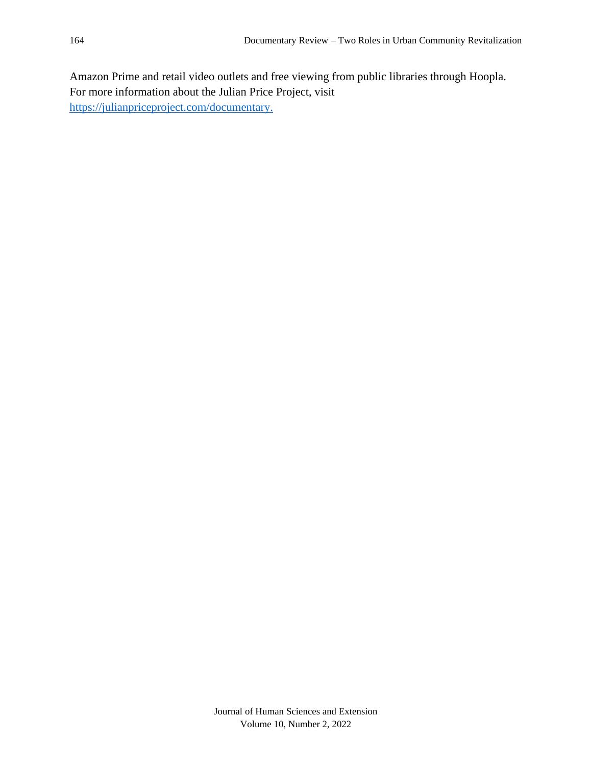Amazon Prime and retail video outlets and free viewing from public libraries through Hoopla. For more information about the Julian Price Project, visit [https://julianpriceproject.com/documentary.](https://julianpriceproject.com/documentary.)